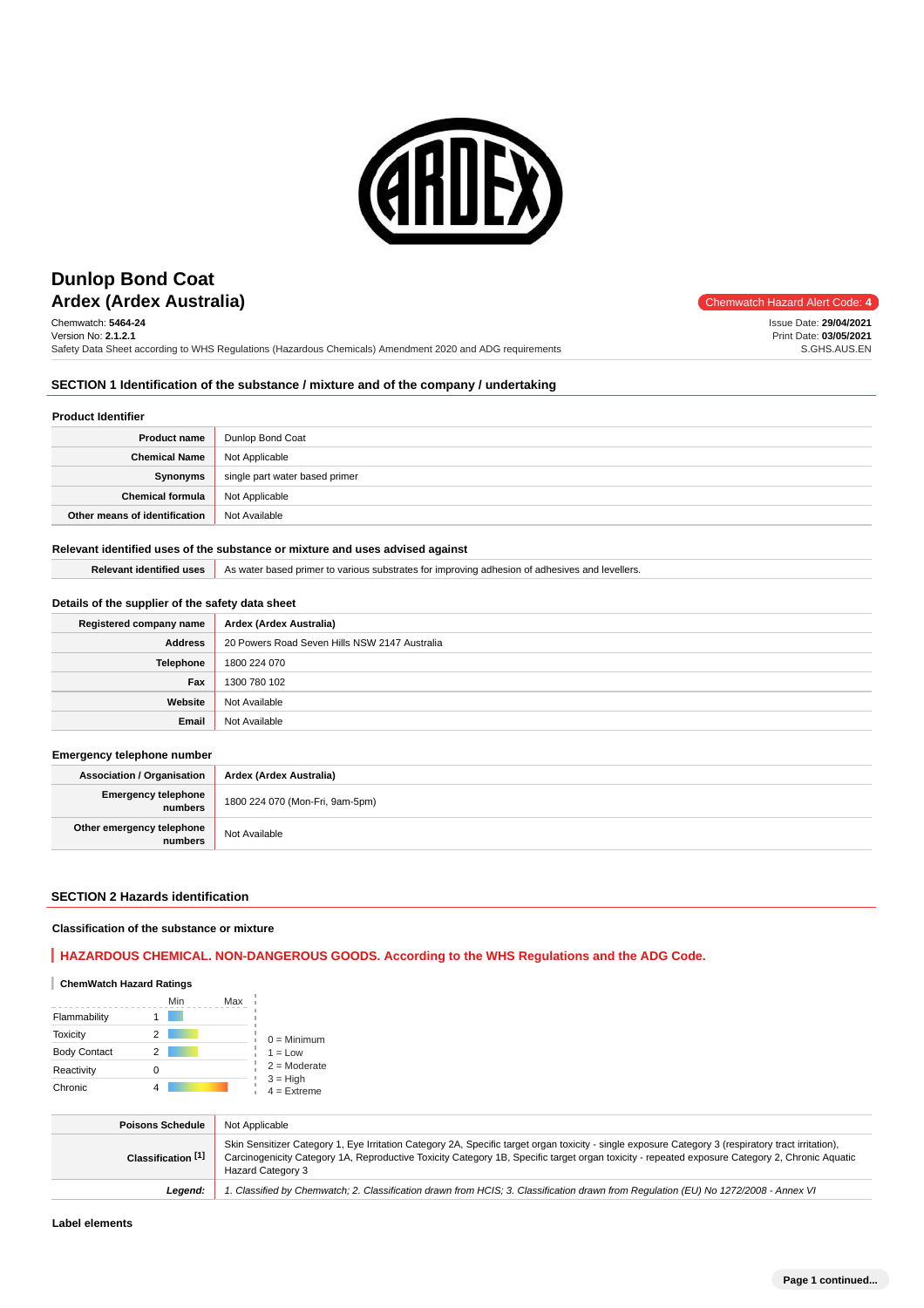# Dunlop Bond Coat
## Ardex (Ardex Australia)

Chemwatch Hazard Alert Code: **4**

Chemwatch: **5464-24**
Version No: **2.1.2.1**
Safety Data Sheet according to WHS Regulations (Hazardous Chemicals) Amendment 2020 and ADG requirements

Issue Date: **29/04/2021**
Print Date: **03/05/2021**
S.GHS.AUS.EN

## SECTION 1 Identification of the substance / mixture and of the company / undertaking

### Product Identifier

| | |
|---|---|
| **Product name** | Dunlop Bond Coat |
| **Chemical Name** | Not Applicable |
| **Synonyms** | single part water based primer |
| **Chemical formula** | Not Applicable |
| **Other means of identification** | Not Available |

### Relevant identified uses of the substance or mixture and uses advised against

| | |
|---|---|
| **Relevant identified uses** | As water based primer to various substrates for improving adhesion of adhesives and levellers. |

### Details of the supplier of the safety data sheet

| | |
|---|---|
| **Registered company name** | Ardex (Ardex Australia) |
| **Address** | 20 Powers Road Seven Hills NSW 2147 Australia |
| **Telephone** | 1800 224 070 |
| **Fax** | 1300 780 102 |
| **Website** | Not Available |
| **Email** | Not Available |

### Emergency telephone number

| | |
|---|---|
| **Association / Organisation** | **Ardex (Ardex Australia)** |
| **Emergency telephone numbers** | 1800 224 070 (Mon-Fri, 9am-5pm) |
| **Other emergency telephone numbers** | Not Available |

## SECTION 2 Hazards identification

### Classification of the substance or mixture

**HAZARDOUS CHEMICAL. NON-DANGEROUS GOODS. According to the WHS Regulations and the ADG Code.**

**ChemWatch Hazard Ratings**

| | | Min | Max |
|---|---|---|---|
| Flammability | 1 | | |
| Toxicity | 2 | | |
| Body Contact | 2 | | |
| Reactivity | 0 | | |
| Chronic | 4 | | |

0 = Minimum
1 = Low
2 = Moderate
3 = High
4 = Extreme

| | |
|---|---|
| **Poisons Schedule** | Not Applicable |
| **Classification [1]** | Skin Sensitizer Category 1, Eye Irritation Category 2A, Specific target organ toxicity - single exposure Category 3 (respiratory tract irritation), Carcinogenicity Category 1A, Reproductive Toxicity Category 1B, Specific target organ toxicity - repeated exposure Category 2, Chronic Aquatic Hazard Category 3 |
| ***Legend:*** | *1. Classified by Chemwatch; 2. Classification drawn from HCIS; 3. Classification drawn from Regulation (EU) No 1272/2008 - Annex VI* |

### Label elements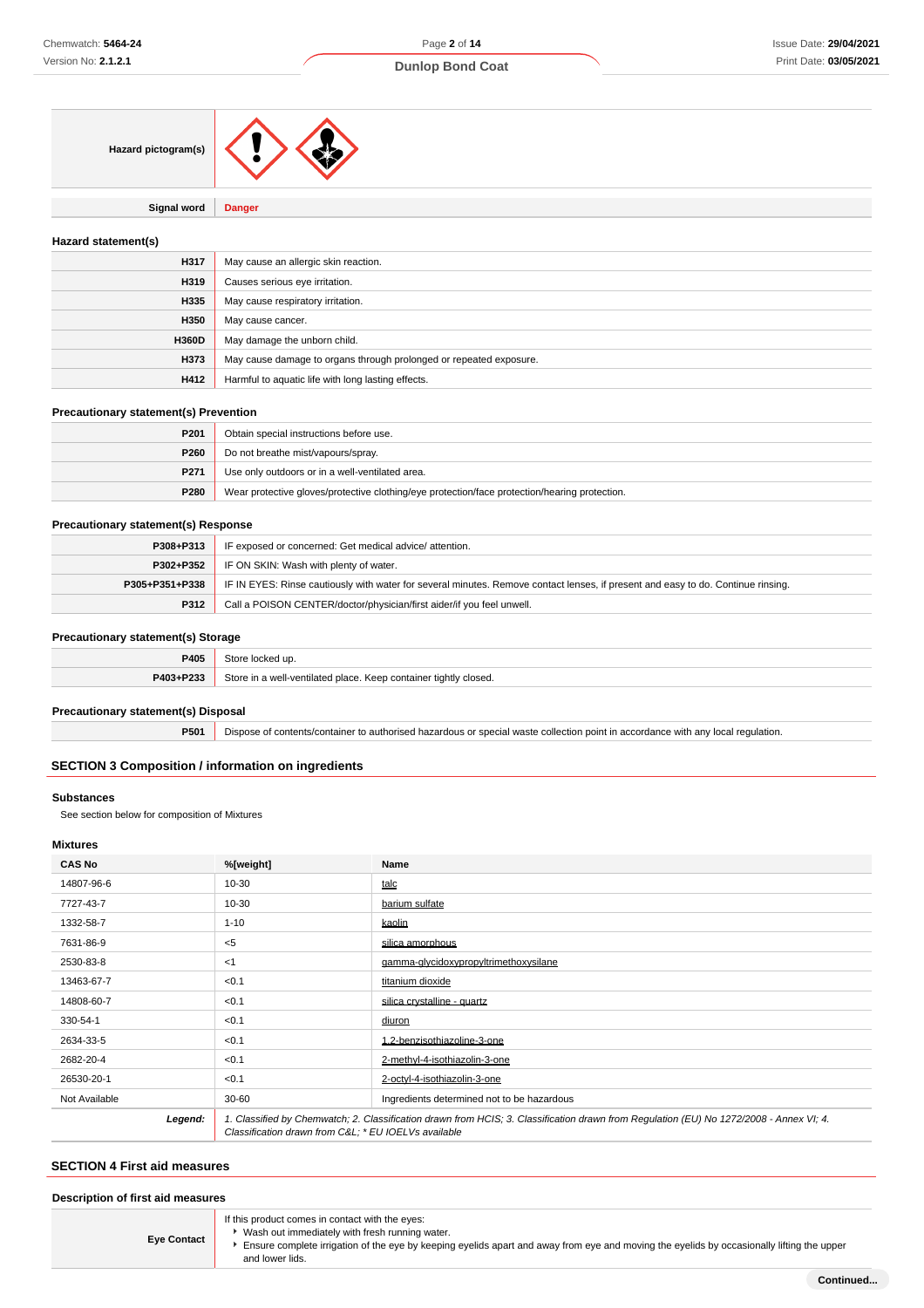| | |
|---|---|
| **Hazard pictogram(s)** | |
| **Signal word** | **Danger** |

### Hazard statement(s)

| | |
|---|---|
| **H317** | May cause an allergic skin reaction. |
| **H319** | Causes serious eye irritation. |
| **H335** | May cause respiratory irritation. |
| **H350** | May cause cancer. |
| **H360D** | May damage the unborn child. |
| **H373** | May cause damage to organs through prolonged or repeated exposure. |
| **H412** | Harmful to aquatic life with long lasting effects. |

### Precautionary statement(s) Prevention

| | |
|---|---|
| **P201** | Obtain special instructions before use. |
| **P260** | Do not breathe mist/vapours/spray. |
| **P271** | Use only outdoors or in a well-ventilated area. |
| **P280** | Wear protective gloves/protective clothing/eye protection/face protection/hearing protection. |

### Precautionary statement(s) Response

| | |
|---|---|
| **P308+P313** | IF exposed or concerned: Get medical advice/ attention. |
| **P302+P352** | IF ON SKIN: Wash with plenty of water. |
| **P305+P351+P338** | IF IN EYES: Rinse cautiously with water for several minutes. Remove contact lenses, if present and easy to do. Continue rinsing. |
| **P312** | Call a POISON CENTER/doctor/physician/first aider/if you feel unwell. |

### Precautionary statement(s) Storage

| | |
|---|---|
| **P405** | Store locked up. |
| **P403+P233** | Store in a well-ventilated place. Keep container tightly closed. |

### Precautionary statement(s) Disposal

| | |
|---|---|
| **P501** | Dispose of contents/container to authorised hazardous or special waste collection point in accordance with any local regulation. |

## SECTION 3 Composition / information on ingredients

### Substances

See section below for composition of Mixtures

### Mixtures

| CAS No | %[weight] | Name |
|---|---|---|
| 14807-96-6 | 10-30 | talc |
| 7727-43-7 | 10-30 | barium sulfate |
| 1332-58-7 | 1-10 | kaolin |
| 7631-86-9 | <5 | silica amorphous |
| 2530-83-8 | <1 | gamma-glycidoxypropyltrimethoxysilane |
| 13463-67-7 | <0.1 | titanium dioxide |
| 14808-60-7 | <0.1 | silica crystalline - quartz |
| 330-54-1 | <0.1 | diuron |
| 2634-33-5 | <0.1 | 1,2-benzisothiazoline-3-one |
| 2682-20-4 | <0.1 | 2-methyl-4-isothiazolin-3-one |
| 26530-20-1 | <0.1 | 2-octyl-4-isothiazolin-3-one |
| Not Available | 30-60 | Ingredients determined not to be hazardous |
| ***Legend:*** | *1. Classified by Chemwatch; 2. Classification drawn from HCIS; 3. Classification drawn from Regulation (EU) No 1272/2008 - Annex VI; 4. Classification drawn from C&L; * EU IOELVs available* | |

## SECTION 4 First aid measures

### Description of first aid measures

| | |
|---|---|
| **Eye Contact** | If this product comes in contact with the eyes:<br>▸ Wash out immediately with fresh running water.<br>▸ Ensure complete irrigation of the eye by keeping eyelids apart and away from eye and moving the eyelids by occasionally lifting the upper and lower lids. |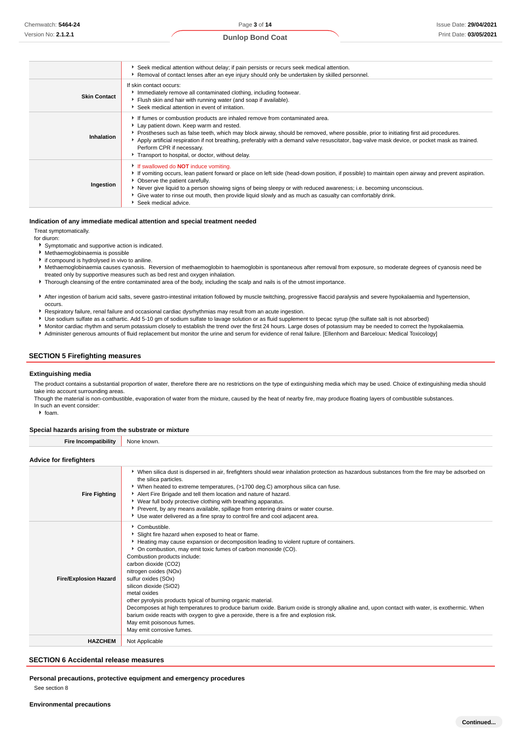| | |
|---|---|
| | ▸ Seek medical attention without delay; if pain persists or recurs seek medical attention.<br>▸ Removal of contact lenses after an eye injury should only be undertaken by skilled personnel. |
| **Skin Contact** | If skin contact occurs:<br>▸ Immediately remove all contaminated clothing, including footwear.<br>▸ Flush skin and hair with running water (and soap if available).<br>▸ Seek medical attention in event of irritation. |
| **Inhalation** | ▸ If fumes or combustion products are inhaled remove from contaminated area.<br>▸ Lay patient down. Keep warm and rested.<br>▸ Prostheses such as false teeth, which may block airway, should be removed, where possible, prior to initiating first aid procedures.<br>▸ Apply artificial respiration if not breathing, preferably with a demand valve resuscitator, bag-valve mask device, or pocket mask as trained. Perform CPR if necessary.<br>▸ Transport to hospital, or doctor, without delay. |
| **Ingestion** | ▸ If swallowed do **NOT** induce vomiting.<br>▸ If vomiting occurs, lean patient forward or place on left side (head-down position, if possible) to maintain open airway and prevent aspiration.<br>▸ Observe the patient carefully.<br>▸ Never give liquid to a person showing signs of being sleepy or with reduced awareness; i.e. becoming unconscious.<br>▸ Give water to rinse out mouth, then provide liquid slowly and as much as casualty can comfortably drink.<br>▸ Seek medical advice. |

### Indication of any immediate medical attention and special treatment needed

Treat symptomatically.
for diuron:

- Symptomatic and supportive action is indicated.
- Methaemoglobinaemia is possible
- if compound is hydrolysed in vivo to aniline.
- Methaemoglobinaemia causes cyanosis. Reversion of methaemoglobin to haemoglobin is spontaneous after removal from exposure, so moderate degrees of cyanosis need be treated only by supportive measures such as bed rest and oxygen inhalation.
- Thorough cleansing of the entire contaminated area of the body, including the scalp and nails is of the utmost importance.

- After ingestion of barium acid salts, severe gastro-intestinal irritation followed by muscle twitching, progressive flaccid paralysis and severe hypokalaemia and hypertension, occurs.
- Respiratory failure, renal failure and occasional cardiac dysrhythmias may result from an acute ingestion.
- Use sodium sulfate as a cathartic. Add 5-10 gm of sodium sulfate to lavage solution or as fluid supplement to Ipecac syrup (the sulfate salt is not absorbed)
- Monitor cardiac rhythm and serum potassium closely to establish the trend over the first 24 hours. Large doses of potassium may be needed to correct the hypokalaemia.
- Administer generous amounts of fluid replacement but monitor the urine and serum for evidence of renal failure. [Ellenhorn and Barceloux: Medical Toxicology]

## SECTION 5 Firefighting measures

### Extinguishing media

The product contains a substantial proportion of water, therefore there are no restrictions on the type of extinguishing media which may be used. Choice of extinguishing media should take into account surrounding areas.
Though the material is non-combustible, evaporation of water from the mixture, caused by the heat of nearby fire, may produce floating layers of combustible substances.
In such an event consider:

- foam.

### Special hazards arising from the substrate or mixture

| | |
|---|---|
| **Fire Incompatibility** | None known. |

### Advice for firefighters

| | |
|---|---|
| **Fire Fighting** | ▸ When silica dust is dispersed in air, firefighters should wear inhalation protection as hazardous substances from the fire may be adsorbed on the silica particles.<br>▸ When heated to extreme temperatures, (>1700 deg.C) amorphous silica can fuse.<br>▸ Alert Fire Brigade and tell them location and nature of hazard.<br>▸ Wear full body protective clothing with breathing apparatus.<br>▸ Prevent, by any means available, spillage from entering drains or water course.<br>▸ Use water delivered as a fine spray to control fire and cool adjacent area. |
| **Fire/Explosion Hazard** | ▸ Combustible.<br>▸ Slight fire hazard when exposed to heat or flame.<br>▸ Heating may cause expansion or decomposition leading to violent rupture of containers.<br>▸ On combustion, may emit toxic fumes of carbon monoxide (CO).<br>Combustion products include:<br>carbon dioxide ($CO_2$)<br>nitrogen oxides ($NO_x$)<br>sulfur oxides ($SO_x$)<br>silicon dioxide ($SiO_2$)<br>metal oxides<br>other pyrolysis products typical of burning organic material.<br>Decomposes at high temperatures to produce barium oxide. Barium oxide is strongly alkaline and, upon contact with water, is exothermic. When barium oxide reacts with oxygen to give a peroxide, there is a fire and explosion risk.<br>May emit poisonous fumes.<br>May emit corrosive fumes. |
| **HAZCHEM** | Not Applicable |

## SECTION 6 Accidental release measures

### Personal precautions, protective equipment and emergency procedures

See section 8

### Environmental precautions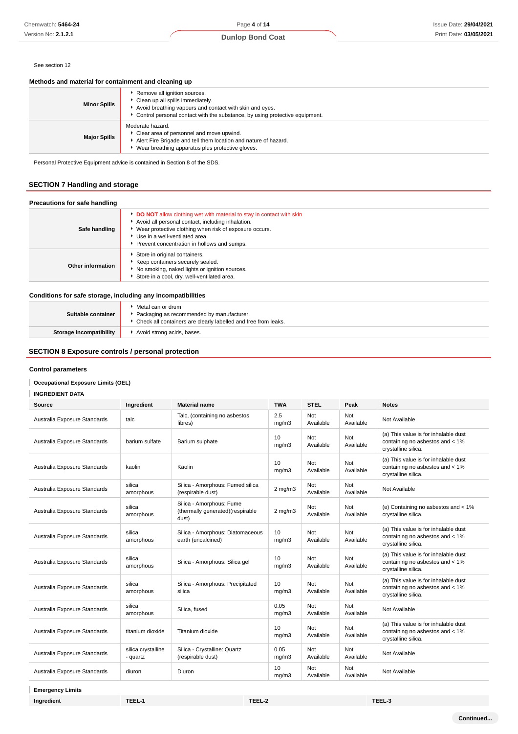See section 12

### Methods and material for containment and cleaning up

| | |
|---|---|
| **Minor Spills** | - Remove all ignition sources.<br>- Clean up all spills immediately.<br>- Avoid breathing vapours and contact with skin and eyes.<br>- Control personal contact with the substance, by using protective equipment. |
| **Major Spills** | Moderate hazard.<br>- Clear area of personnel and move upwind.<br>- Alert Fire Brigade and tell them location and nature of hazard.<br>- Wear breathing apparatus plus protective gloves. |

Personal Protective Equipment advice is contained in Section 8 of the SDS.

## SECTION 7 Handling and storage

### Precautions for safe handling

| | |
|---|---|
| **Safe handling** | - **DO NOT** allow clothing wet with material to stay in contact with skin<br>- Avoid all personal contact, including inhalation.<br>- Wear protective clothing when risk of exposure occurs.<br>- Use in a well-ventilated area.<br>- Prevent concentration in hollows and sumps. |
| **Other information** | - Store in original containers.<br>- Keep containers securely sealed.<br>- No smoking, naked lights or ignition sources.<br>- Store in a cool, dry, well-ventilated area. |

### Conditions for safe storage, including any incompatibilities

| | |
|---|---|
| **Suitable container** | - Metal can or drum<br>- Packaging as recommended by manufacturer.<br>- Check all containers are clearly labelled and free from leaks. |
| **Storage incompatibility** | - Avoid strong acids, bases. |

## SECTION 8 Exposure controls / personal protection

### Control parameters

**Occupational Exposure Limits (OEL)**

**INGREDIENT DATA**

| Source | Ingredient | Material name | TWA | STEL | Peak | Notes |
|---|---|---|---|---|---|---|
| Australia Exposure Standards | talc | Talc, (containing no asbestos fibres) | 2.5 mg/m3 | Not Available | Not Available | Not Available |
| Australia Exposure Standards | barium sulfate | Barium sulphate | 10 mg/m3 | Not Available | Not Available | (a) This value is for inhalable dust containing no asbestos and < 1% crystalline silica. |
| Australia Exposure Standards | kaolin | Kaolin | 10 mg/m3 | Not Available | Not Available | (a) This value is for inhalable dust containing no asbestos and < 1% crystalline silica. |
| Australia Exposure Standards | silica amorphous | Silica - Amorphous: Fumed silica (respirable dust) | 2 mg/m3 | Not Available | Not Available | Not Available |
| Australia Exposure Standards | silica amorphous | Silica - Amorphous: Fume (thermally generated)(respirable dust) | 2 mg/m3 | Not Available | Not Available | (e) Containing no asbestos and < 1% crystalline silica. |
| Australia Exposure Standards | silica amorphous | Silica - Amorphous: Diatomaceous earth (uncalcined) | 10 mg/m3 | Not Available | Not Available | (a) This value is for inhalable dust containing no asbestos and < 1% crystalline silica. |
| Australia Exposure Standards | silica amorphous | Silica - Amorphous: Silica gel | 10 mg/m3 | Not Available | Not Available | (a) This value is for inhalable dust containing no asbestos and < 1% crystalline silica. |
| Australia Exposure Standards | silica amorphous | Silica - Amorphous: Precipitated silica | 10 mg/m3 | Not Available | Not Available | (a) This value is for inhalable dust containing no asbestos and < 1% crystalline silica. |
| Australia Exposure Standards | silica amorphous | Silica, fused | 0.05 mg/m3 | Not Available | Not Available | Not Available |
| Australia Exposure Standards | titanium dioxide | Titanium dioxide | 10 mg/m3 | Not Available | Not Available | (a) This value is for inhalable dust containing no asbestos and < 1% crystalline silica. |
| Australia Exposure Standards | silica crystalline - quartz | Silica - Crystalline: Quartz (respirable dust) | 0.05 mg/m3 | Not Available | Not Available | Not Available |
| Australia Exposure Standards | diuron | Diuron | 10 mg/m3 | Not Available | Not Available | Not Available |

**Emergency Limits**

| Ingredient | TEEL-1 | TEEL-2 | TEEL-3 |
|---|---|---|---|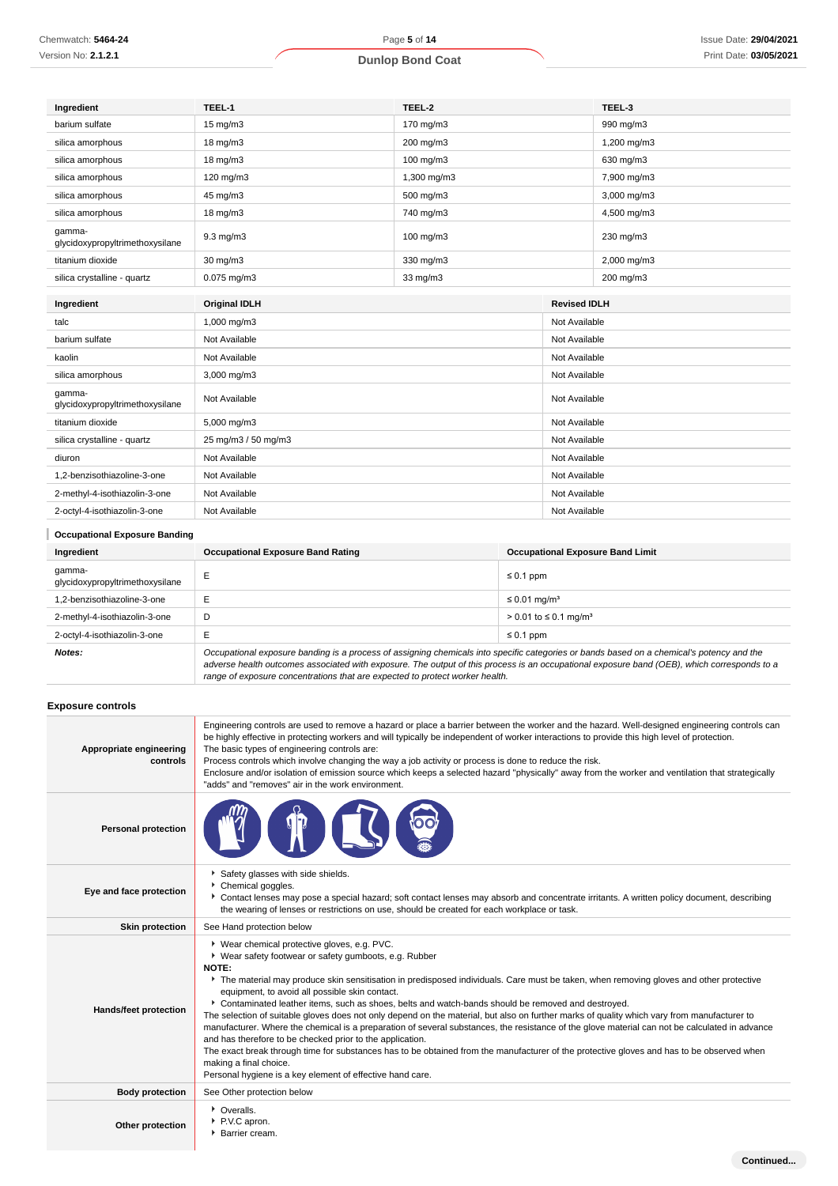| Ingredient | TEEL-1 | TEEL-2 | TEEL-3 |
|---|---|---|---|
| barium sulfate | 15 mg/m3 | 170 mg/m3 | 990 mg/m3 |
| silica amorphous | 18 mg/m3 | 200 mg/m3 | 1,200 mg/m3 |
| silica amorphous | 18 mg/m3 | 100 mg/m3 | 630 mg/m3 |
| silica amorphous | 120 mg/m3 | 1,300 mg/m3 | 7,900 mg/m3 |
| silica amorphous | 45 mg/m3 | 500 mg/m3 | 3,000 mg/m3 |
| silica amorphous | 18 mg/m3 | 740 mg/m3 | 4,500 mg/m3 |
| gamma-glycidoxypropyltrimethoxysilane | 9.3 mg/m3 | 100 mg/m3 | 230 mg/m3 |
| titanium dioxide | 30 mg/m3 | 330 mg/m3 | 2,000 mg/m3 |
| silica crystalline - quartz | 0.075 mg/m3 | 33 mg/m3 | 200 mg/m3 |

| Ingredient | Original IDLH | Revised IDLH |
|---|---|---|
| talc | 1,000 mg/m3 | Not Available |
| barium sulfate | Not Available | Not Available |
| kaolin | Not Available | Not Available |
| silica amorphous | 3,000 mg/m3 | Not Available |
| gamma-glycidoxypropyltrimethoxysilane | Not Available | Not Available |
| titanium dioxide | 5,000 mg/m3 | Not Available |
| silica crystalline - quartz | 25 mg/m3 / 50 mg/m3 | Not Available |
| diuron | Not Available | Not Available |
| 1,2-benzisothiazoline-3-one | Not Available | Not Available |
| 2-methyl-4-isothiazolin-3-one | Not Available | Not Available |
| 2-octyl-4-isothiazolin-3-one | Not Available | Not Available |

### Occupational Exposure Banding

| Ingredient | Occupational Exposure Band Rating | Occupational Exposure Band Limit |
|---|---|---|
| gamma-glycidoxypropyltrimethoxysilane | E | ≤ 0.1 ppm |
| 1,2-benzisothiazoline-3-one | E | ≤ 0.01 mg/m³ |
| 2-methyl-4-isothiazolin-3-one | D | > 0.01 to ≤ 0.1 mg/m³ |
| 2-octyl-4-isothiazolin-3-one | E | ≤ 0.1 ppm |
| ***Notes:*** | *Occupational exposure banding is a process of assigning chemicals into specific categories or bands based on a chemical's potency and the adverse health outcomes associated with exposure. The output of this process is an occupational exposure band (OEB), which corresponds to a range of exposure concentrations that are expected to protect worker health.* | |

### Exposure controls

| | |
|---|---|
| **Appropriate engineering controls** | Engineering controls are used to remove a hazard or place a barrier between the worker and the hazard. Well-designed engineering controls can be highly effective in protecting workers and will typically be independent of worker interactions to provide this high level of protection.<br>The basic types of engineering controls are:<br>Process controls which involve changing the way a job activity or process is done to reduce the risk.<br>Enclosure and/or isolation of emission source which keeps a selected hazard "physically" away from the worker and ventilation that strategically "adds" and "removes" air in the work environment. |
| **Personal protection** | |
| **Eye and face protection** | ▸ Safety glasses with side shields.<br>▸ Chemical goggles.<br>▸ Contact lenses may pose a special hazard; soft contact lenses may absorb and concentrate irritants. A written policy document, describing the wearing of lenses or restrictions on use, should be created for each workplace or task. |
| **Skin protection** | See Hand protection below |
| **Hands/feet protection** | ▸ Wear chemical protective gloves, e.g. PVC.<br>▸ Wear safety footwear or safety gumboots, e.g. Rubber<br>**NOTE:**<br>▸ The material may produce skin sensitisation in predisposed individuals. Care must be taken, when removing gloves and other protective equipment, to avoid all possible skin contact.<br>▸ Contaminated leather items, such as shoes, belts and watch-bands should be removed and destroyed.<br>The selection of suitable gloves does not only depend on the material, but also on further marks of quality which vary from manufacturer to manufacturer. Where the chemical is a preparation of several substances, the resistance of the glove material can not be calculated in advance and has therefore to be checked prior to the application.<br>The exact break through time for substances has to be obtained from the manufacturer of the protective gloves and has to be observed when making a final choice.<br>Personal hygiene is a key element of effective hand care. |
| **Body protection** | See Other protection below |
| **Other protection** | ▸ Overalls.<br>▸ P.V.C apron.<br>▸ Barrier cream. |

Continued...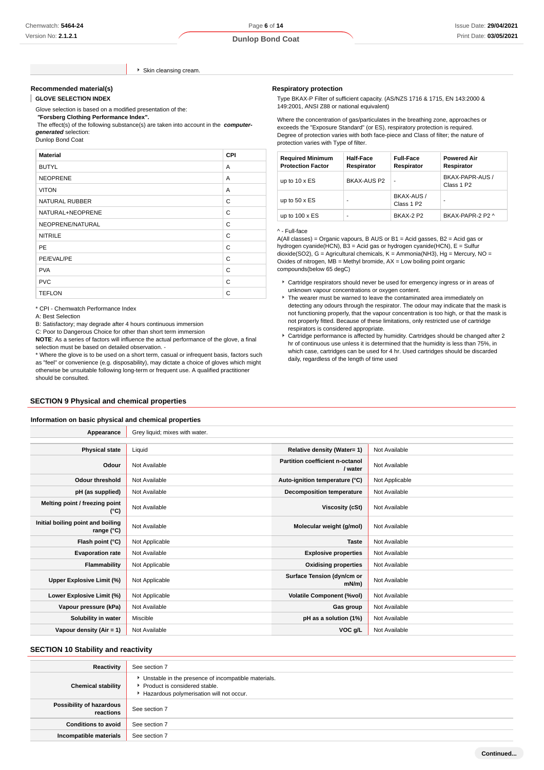| | |
|---|---|
| | - Skin cleansing cream. |

### Recommended material(s)

**GLOVE SELECTION INDEX**

Glove selection is based on a modified presentation of the:
**"Forsberg Clothing Performance Index".**
The effect(s) of the following substance(s) are taken into account in the ***computer-generated*** selection:
Dunlop Bond Coat

| Material | CPI |
|---|---|
| BUTYL | A |
| NEOPRENE | A |
| VITON | A |
| NATURAL RUBBER | C |
| NATURAL+NEOPRENE | C |
| NEOPRENE/NATURAL | C |
| NITRILE | C |
| PE | C |
| PE/EVAL/PE | C |
| PVA | C |
| PVC | C |
| TEFLON | C |

* CPI - Chemwatch Performance Index
A: Best Selection
B: Satisfactory; may degrade after 4 hours continuous immersion
C: Poor to Dangerous Choice for other than short term immersion
**NOTE**: As a series of factors will influence the actual performance of the glove, a final selection must be based on detailed observation. -
* Where the glove is to be used on a short term, casual or infrequent basis, factors such as "feel" or convenience (e.g. disposability), may dictate a choice of gloves which might otherwise be unsuitable following long-term or frequent use. A qualified practitioner should be consulted.

### Respiratory protection

Type BKAX-P Filter of sufficient capacity. (AS/NZS 1716 & 1715, EN 143:2000 & 149:2001, ANSI Z88 or national equivalent)

Where the concentration of gas/particulates in the breathing zone, approaches or exceeds the "Exposure Standard" (or ES), respiratory protection is required.
Degree of protection varies with both face-piece and Class of filter; the nature of protection varies with Type of filter.

| Required Minimum Protection Factor | Half-Face Respirator | Full-Face Respirator | Powered Air Respirator |
|---|---|---|---|
| up to 10 x ES | BKAX-AUS P2 | - | BKAX-PAPR-AUS / Class 1 P2 |
| up to 50 x ES | - | BKAX-AUS / Class 1 P2 | - |
| up to 100 x ES | - | BKAX-2 P2 | BKAX-PAPR-2 P2 ^ |

^ - Full-face
A(All classes) = Organic vapours, B AUS or B1 = Acid gasses, B2 = Acid gas or hydrogen cyanide(HCN), B3 = Acid gas or hydrogen cyanide(HCN), E = Sulfur dioxide(SO2), G = Agricultural chemicals, K = Ammonia(NH3), Hg = Mercury, NO = Oxides of nitrogen, MB = Methyl bromide, AX = Low boiling point organic compounds(below 65 degC)

- Cartridge respirators should never be used for emergency ingress or in areas of unknown vapour concentrations or oxygen content.
- The wearer must be warned to leave the contaminated area immediately on detecting any odours through the respirator. The odour may indicate that the mask is not functioning properly, that the vapour concentration is too high, or that the mask is not properly fitted. Because of these limitations, only restricted use of cartridge respirators is considered appropriate.
- Cartridge performance is affected by humidity. Cartridges should be changed after 2 hr of continuous use unless it is determined that the humidity is less than 75%, in which case, cartridges can be used for 4 hr. Used cartridges should be discarded daily, regardless of the length of time used

## SECTION 9 Physical and chemical properties

### Information on basic physical and chemical properties

| | | | |
|---|---|---|---|
| **Appearance** | Grey liquid; mixes with water. | | |
| **Physical state** | Liquid | **Relative density (Water= 1)** | Not Available |
| **Odour** | Not Available | **Partition coefficient n-octanol / water** | Not Available |
| **Odour threshold** | Not Available | **Auto-ignition temperature (°C)** | Not Applicable |
| **pH (as supplied)** | Not Available | **Decomposition temperature** | Not Available |
| **Melting point / freezing point (°C)** | Not Available | **Viscosity (cSt)** | Not Available |
| **Initial boiling point and boiling range (°C)** | Not Available | **Molecular weight (g/mol)** | Not Available |
| **Flash point (°C)** | Not Applicable | **Taste** | Not Available |
| **Evaporation rate** | Not Available | **Explosive properties** | Not Available |
| **Flammability** | Not Applicable | **Oxidising properties** | Not Available |
| **Upper Explosive Limit (%)** | Not Applicable | **Surface Tension (dyn/cm or mN/m)** | Not Available |
| **Lower Explosive Limit (%)** | Not Applicable | **Volatile Component (%vol)** | Not Available |
| **Vapour pressure (kPa)** | Not Available | **Gas group** | Not Available |
| **Solubility in water** | Miscible | **pH as a solution (1%)** | Not Available |
| **Vapour density (Air = 1)** | Not Available | **VOC g/L** | Not Available |

## SECTION 10 Stability and reactivity

| | |
|---|---|
| **Reactivity** | See section 7 |
| **Chemical stability** | - Unstable in the presence of incompatible materials.<br>- Product is considered stable.<br>- Hazardous polymerisation will not occur. |
| **Possibility of hazardous reactions** | See section 7 |
| **Conditions to avoid** | See section 7 |
| **Incompatible materials** | See section 7 |

Continued...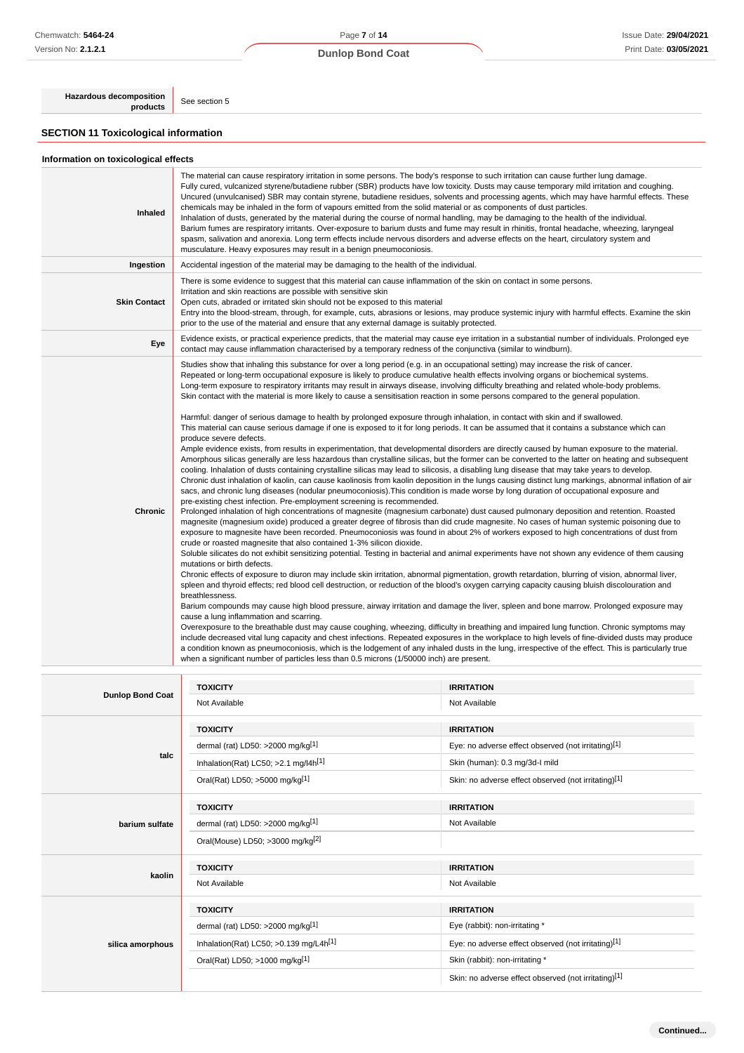| Hazardous decomposition products | See section 5 |
|---|---|

## SECTION 11 Toxicological information

### Information on toxicological effects

| | |
|---|---|
| **Inhaled** | The material can cause respiratory irritation in some persons. The body's response to such irritation can cause further lung damage.<br>Fully cured, vulcanized styrene/butadiene rubber (SBR) products have low toxicity. Dusts may cause temporary mild irritation and coughing. Uncured (unvulcanised) SBR may contain styrene, butadiene residues, solvents and processing agents, which may have harmful effects. These chemicals may be inhaled in the form of vapours emitted from the solid material or as components of dust particles.<br>Inhalation of dusts, generated by the material during the course of normal handling, may be damaging to the health of the individual.<br>Barium fumes are respiratory irritants. Over-exposure to barium dusts and fume may result in rhinitis, frontal headache, wheezing, laryngeal spasm, salivation and anorexia. Long term effects include nervous disorders and adverse effects on the heart, circulatory system and musculature. Heavy exposures may result in a benign pneumoconiosis. |
| **Ingestion** | Accidental ingestion of the material may be damaging to the health of the individual. |
| **Skin Contact** | There is some evidence to suggest that this material can cause inflammation of the skin on contact in some persons.<br>Irritation and skin reactions are possible with sensitive skin<br>Open cuts, abraded or irritated skin should not be exposed to this material<br>Entry into the blood-stream, through, for example, cuts, abrasions or lesions, may produce systemic injury with harmful effects. Examine the skin prior to the use of the material and ensure that any external damage is suitably protected. |
| **Eye** | Evidence exists, or practical experience predicts, that the material may cause eye irritation in a substantial number of individuals. Prolonged eye contact may cause inflammation characterised by a temporary redness of the conjunctiva (similar to windburn). |
| **Chronic** | Studies show that inhaling this substance for over a long period (e.g. in an occupational setting) may increase the risk of cancer.<br>Repeated or long-term occupational exposure is likely to produce cumulative health effects involving organs or biochemical systems.<br>Long-term exposure to respiratory irritants may result in airways disease, involving difficulty breathing and related whole-body problems.<br>Skin contact with the material is more likely to cause a sensitisation reaction in some persons compared to the general population.<br><br>Harmful: danger of serious damage to health by prolonged exposure through inhalation, in contact with skin and if swallowed.<br>This material can cause serious damage if one is exposed to it for long periods. It can be assumed that it contains a substance which can produce severe defects.<br>Ample evidence exists, from results in experimentation, that developmental disorders are directly caused by human exposure to the material.<br>Amorphous silicas generally are less hazardous than crystalline silicas, but the former can be converted to the latter on heating and subsequent cooling. Inhalation of dusts containing crystalline silicas may lead to silicosis, a disabling lung disease that may take years to develop.<br>Chronic dust inhalation of kaolin, can cause kaolinosis from kaolin deposition in the lungs causing distinct lung markings, abnormal inflation of air sacs, and chronic lung diseases (nodular pneumoconiosis).This condition is made worse by long duration of occupational exposure and pre-existing chest infection. Pre-employment screening is recommended.<br>Prolonged inhalation of high concentrations of magnesite (magnesium carbonate) dust caused pulmonary deposition and retention. Roasted magnesite (magnesium oxide) produced a greater degree of fibrosis than did crude magnesite. No cases of human systemic poisoning due to exposure to magnesite have been recorded. Pneumoconiosis was found in about 2% of workers exposed to high concentrations of dust from crude or roasted magnesite that also contained 1-3% silicon dioxide.<br>Soluble silicates do not exhibit sensitizing potential. Testing in bacterial and animal experiments have not shown any evidence of them causing mutations or birth defects.<br>Chronic effects of exposure to diuron may include skin irritation, abnormal pigmentation, growth retardation, blurring of vision, abnormal liver, spleen and thyroid effects; red blood cell destruction, or reduction of the blood's oxygen carrying capacity causing bluish discolouration and breathlessness.<br>Barium compounds may cause high blood pressure, airway irritation and damage the liver, spleen and bone marrow. Prolonged exposure may cause a lung inflammation and scarring.<br>Overexposure to the breathable dust may cause coughing, wheezing, difficulty in breathing and impaired lung function. Chronic symptoms may include decreased vital lung capacity and chest infections. Repeated exposures in the workplace to high levels of fine-divided dusts may produce a condition known as pneumoconiosis, which is the lodgement of any inhaled dusts in the lung, irrespective of the effect. This is particularly true when a significant number of particles less than 0.5 microns (1/50000 inch) are present. |

| | TOXICITY | IRRITATION |
|---|---|---|
| **Dunlop Bond Coat** | Not Available | Not Available |
| **talc** | **TOXICITY** | **IRRITATION** |
| | dermal (rat) LD50: >2000 mg/kg[1] | Eye: no adverse effect observed (not irritating)[1] |
| | Inhalation(Rat) LC50; >2.1 mg/l4h[1] | Skin (human): 0.3 mg/3d-I mild |
| | Oral(Rat) LD50; >5000 mg/kg[1] | Skin: no adverse effect observed (not irritating)[1] |
| **barium sulfate** | **TOXICITY** | **IRRITATION** |
| | dermal (rat) LD50: >2000 mg/kg[1] | Not Available |
| | Oral(Mouse) LD50; >3000 mg/kg[2] | |
| **kaolin** | **TOXICITY** | **IRRITATION** |
| | Not Available | Not Available |
| **silica amorphous** | **TOXICITY** | **IRRITATION** |
| | dermal (rat) LD50: >2000 mg/kg[1] | Eye (rabbit): non-irritating * |
| | Inhalation(Rat) LC50; >0.139 mg/L4h[1] | Eye: no adverse effect observed (not irritating)[1] |
| | Oral(Rat) LD50; >1000 mg/kg[1] | Skin (rabbit): non-irritating * |
| | | Skin: no adverse effect observed (not irritating)[1] |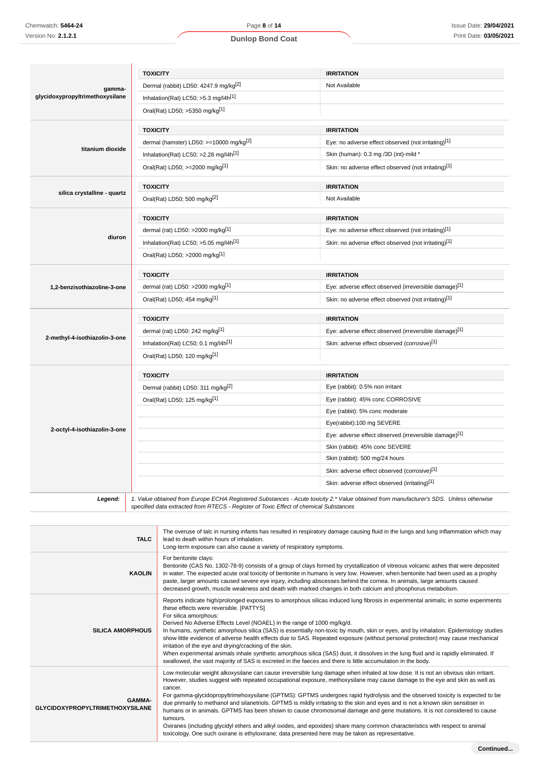| | TOXICITY | IRRITATION |
|---|---|---|
| **gamma-glycidoxypropyltrimethoxysilane** | Dermal (rabbit) LD50: 4247.9 mg/kg[2] | Not Available |
| | Inhalation(Rat) LC50; >5.3 mg/l4h[1] | |
| | Oral(Rat) LD50; >5350 mg/kg[1] | |

| | TOXICITY | IRRITATION |
|---|---|---|
| **titanium dioxide** | dermal (hamster) LD50: >=10000 mg/kg[2] | Eye: no adverse effect observed (not irritating)[1] |
| | Inhalation(Rat) LC50; >2.28 mg/l4h[1] | Skin (human): 0.3 mg /3D (int)-mild * |
| | Oral(Rat) LD50; >=2000 mg/kg[1] | Skin: no adverse effect observed (not irritating)[1] |

| | TOXICITY | IRRITATION |
|---|---|---|
| **silica crystalline - quartz** | Oral(Rat) LD50; 500 mg/kg[2] | Not Available |

| | TOXICITY | IRRITATION |
|---|---|---|
| **diuron** | dermal (rat) LD50: >2000 mg/kg[1] | Eye: no adverse effect observed (not irritating)[1] |
| | Inhalation(Rat) LC50; >5.05 mg/l4h[1] | Skin: no adverse effect observed (not irritating)[1] |
| | Oral(Rat) LD50; >2000 mg/kg[1] | |

| | TOXICITY | IRRITATION |
|---|---|---|
| **1,2-benzisothiazoline-3-one** | dermal (rat) LD50: >2000 mg/kg[1] | Eye: adverse effect observed (irreversible damage)[1] |
| | Oral(Rat) LD50; 454 mg/kg[1] | Skin: no adverse effect observed (not irritating)[1] |

| | TOXICITY | IRRITATION |
|---|---|---|
| **2-methyl-4-isothiazolin-3-one** | dermal (rat) LD50: 242 mg/kg[1] | Eye: adverse effect observed (irreversible damage)[1] |
| | Inhalation(Rat) LC50; 0.1 mg/l4h[1] | Skin: adverse effect observed (corrosive)[1] |
| | Oral(Rat) LD50; 120 mg/kg[1] | |

| | TOXICITY | IRRITATION |
|---|---|---|
| **2-octyl-4-isothiazolin-3-one** | Dermal (rabbit) LD50: 311 mg/kg[2] | Eye (rabbit): 0.5% non irritant |
| | Oral(Rat) LD50; 125 mg/kg[1] | Eye (rabbit): 45% conc CORROSIVE |
| | | Eye (rabbit): 5% conc moderate |
| | | Eye(rabbit):100 mg SEVERE |
| | | Eye: adverse effect observed (irreversible damage)[1] |
| | | Skin (rabbit): 45% conc SEVERE |
| | | Skin (rabbit): 500 mg/24 hours |
| | | Skin: adverse effect observed (corrosive)[1] |
| | | Skin: adverse effect observed (irritating)[1] |

***Legend:*** *1. Value obtained from Europe ECHA Registered Substances - Acute toxicity 2.* Value obtained from manufacturer's SDS. Unless otherwise specified data extracted from RTECS - Register of Toxic Effect of chemical Substances*

| | |
|---|---|
| **TALC** | The overuse of talc in nursing infants has resulted in respiratory damage causing fluid in the lungs and lung inflammation which may lead to death within hours of inhalation.<br>Long-term exposure can also cause a variety of respiratory symptoms. |
| **KAOLIN** | For bentonite clays:<br>Bentonite (CAS No. 1302-78-9) consists of a group of clays formed by crystallization of vitreous volcanic ashes that were deposited in water. The expected acute oral toxicity of bentonite in humans is very low. However, when bentonite had been used as a prophy paste, larger amounts caused severe eye injury, including abscesses behind the cornea. In animals, large amounts caused decreased growth, muscle weakness and death with marked changes in both calcium and phosphorus metabolism. |
| **SILICA AMORPHOUS** | Reports indicate high/prolonged exposures to amorphous silicas induced lung fibrosis in experimental animals; in some experiments these effects were reversible. [PATTYS]<br>For silica amorphous:<br>Derived No Adverse Effects Level (NOAEL) in the range of 1000 mg/kg/d.<br>In humans, synthetic amorphous silica (SAS) is essentially non-toxic by mouth, skin or eyes, and by inhalation. Epidemiology studies show little evidence of adverse health effects due to SAS. Repeated exposure (without personal protection) may cause mechanical irritation of the eye and drying/cracking of the skin.<br>When experimental animals inhale synthetic amorphous silica (SAS) dust, it dissolves in the lung fluid and is rapidly eliminated. If swallowed, the vast majority of SAS is excreted in the faeces and there is little accumulation in the body. |
| **GAMMA-GLYCIDOXYPROPYLTRIMETHOXYSILANE** | Low molecular weight alkoxysilane can cause irreversible lung damage when inhaled at low dose. It is not an obvious skin irritant. However, studies suggest with repeated occupational exposure, methoxysilane may cause damage to the eye and skin as well as cancer.<br>For gamma-glycidopropyltrimehoxysilane (GPTMS): GPTMS undergoes rapid hydrolysis and the observed toxicity is expected to be due primarily to methanol and silanetriols. GPTMS is mildly irritating to the skin and eyes and is not a known skin sensitiser in humans or in animals. GPTMS has been shown to cause chromosomal damage and gene mutations. It is not considered to cause tumours.<br>Oxiranes (including glycidyl ethers and alkyl oxides, and epoxides) share many common characteristics with respect to animal toxicology. One such oxirane is ethyloxirane; data presented here may be taken as representative. |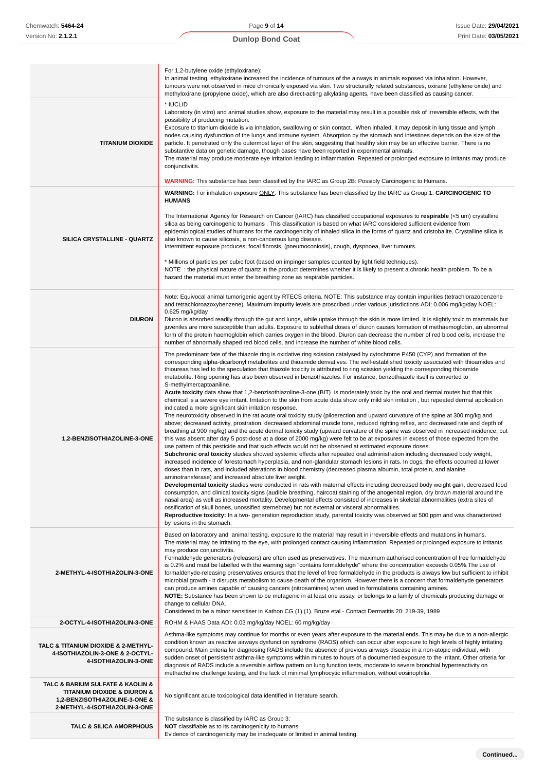| | |
|---|---|
| | For 1,2-butylene oxide (ethyloxirane):<br>In animal testing, ethyloxirane increased the incidence of tumours of the airways in animals exposed via inhalation. However, tumours were not observed in mice chronically exposed via skin. Two structurally related substances, oxirane (ethylene oxide) and methyloxirane (propylene oxide), which are also direct-acting alkylating agents, have been classified as causing cancer. |
| **TITANIUM DIOXIDE** | * IUCLID<br>Laboratory (in vitro) and animal studies show, exposure to the material may result in a possible risk of irreversible effects, with the possibility of producing mutation.<br>Exposure to titanium dioxide is via inhalation, swallowing or skin contact. When inhaled, it may deposit in lung tissue and lymph nodes causing dysfunction of the lungs and immune system. Absorption by the stomach and intestines depends on the size of the particle. It penetrated only the outermost layer of the skin, suggesting that healthy skin may be an effective barrier. There is no substantive data on genetic damage, though cases have been reported in experimental animals.<br>The material may produce moderate eye irritation leading to inflammation. Repeated or prolonged exposure to irritants may produce conjunctivitis.<br><br>**WARNING:** This substance has been classified by the IARC as Group 2B: Possibly Carcinogenic to Humans. |
| **SILICA CRYSTALLINE - QUARTZ** | **WARNING:** For inhalation exposure ONLY: This substance has been classified by the IARC as Group 1: **CARCINOGENIC TO HUMANS**<br><br>The International Agency for Research on Cancer (IARC) has classified occupational exposures to **respirable** (<5 um) crystalline silica as being carcinogenic to humans . This classification is based on what IARC considered sufficient evidence from epidemiological studies of humans for the carcinogenicity of inhaled silica in the forms of quartz and cristobalite. Crystalline silica is also known to cause silicosis, a non-cancerous lung disease.<br>Intermittent exposure produces; focal fibrosis, (pneumoconiosis), cough, dyspnoea, liver tumours.<br><br>* Millions of particles per cubic foot (based on impinger samples counted by light field techniques).<br>NOTE : the physical nature of quartz in the product determines whether it is likely to present a chronic health problem. To be a hazard the material must enter the breathing zone as respirable particles. |
| **DIURON** | Note: Equivocal animal tumorigenic agent by RTECS criteria. NOTE: This substance may contain impurities (tetrachlorazobenzene and tetrachloroazoxybenzene). Maximum impurity levels are proscribed under various jurisdictions ADI: 0.006 mg/kg/day NOEL: 0.625 mg/kg/day<br>Diuron is absorbed readily through the gut and lungs, while uptake through the skin is more limited. It is slightly toxic to mammals but juveniles are more susceptible than adults. Exposure to sublethal doses of diuron causes formation of methaemoglobin, an abnormal form of the protein haemoglobin which carries oxygen in the blood. Diuron can decrease the number of red blood cells, increase the number of abnormally shaped red blood cells, and increase the number of white blood cells. |
| **1,2-BENZISOTHIAZOLINE-3-ONE** | The predominant fate of the thiazole ring is oxidative ring scission catalysed by cytochrome P450 (CYP) and formation of the corresponding alpha-dicarbonyl metabolites and thioamide derivatives. The well-established toxicity associated with thioamides and thioureas has led to the speculation that thiazole toxicity is attributed to ring scission yielding the corresponding thioamide metabolite. Ring opening has also been observed in benzothiazoles. For instance, benzothiazole itself is converted to S-methylmercaptoaniline.<br>**Acute toxicity** data show that 1,2-benzisothiazoline-3-one (BIT) is moderately toxic by the oral and dermal routes but that this chemical is a severe eye irritant. Irritation to the skin from acute data show only mild skin irritation , but repeated dermal application indicated a more significant skin irritation response.<br>The neurotoxicity observed in the rat acute oral toxicity study (piloerection and upward curvature of the spine at 300 mg/kg and above; decreased activity, prostration, decreased abdominal muscle tone, reduced righting reflex, and decreased rate and depth of breathing at 900 mg/kg) and the acute dermal toxicity study (upward curvature of the spine was observed in increased incidence, but this was absent after day 5 post-dose at a dose of 2000 mg/kg) were felt to be at exposures in excess of those expected from the use pattern of this pesticide and that such effects would not be observed at estimated exposure doses.<br>**Subchronic oral toxicity** studies showed systemic effects after repeated oral administration including decreased body weight, increased incidence of forestomach hyperplasia, and non-glandular stomach lesions in rats. In dogs, the effects occurred at lower doses than in rats, and included alterations in blood chemistry (decreased plasma albumin, total protein, and alanine aminotransferase) and increased absolute liver weight.<br>**Developmental toxicity** studies were conducted in rats with maternal effects including decreased body weight gain, decreased food consumption, and clinical toxicity signs (audible breathing, haircoat staining of the anogenital region, dry brown material around the nasal area) as well as increased mortality. Developmental effects consisted of increases in skeletal abnormalities (extra sites of ossification of skull bones, unossified sternebrae) but not external or visceral abnormalities.<br>**Reproductive toxicity:** In a two- generation reproduction study, parental toxicity was observed at 500 ppm and was characterized by lesions in the stomach. |
| **2-METHYL-4-ISOTHIAZOLIN-3-ONE** | Based on laboratory and animal testing, exposure to the material may result in irreversible effects and mutations in humans.<br>The material may be irritating to the eye, with prolonged contact causing inflammation. Repeated or prolonged exposure to irritants may produce conjunctivitis.<br>Formaldehyde generators (releasers) are often used as preservatives. The maximum authorised concentration of free formaldehyde is 0.2% and must be labelled with the warning sign "contains formaldehyde" where the concentration exceeds 0.05%.The use of formaldehyde-releasing preservatives ensures that the level of free formaldehyde in the products is always low but sufficient to inhibit microbial growth - it disrupts metabolism to cause death of the organism. However there is a concern that formaldehyde generators can produce amines capable of causing cancers (nitrosamines) when used in formulations containing amines.<br>**NOTE:** Substance has been shown to be mutagenic in at least one assay, or belongs to a family of chemicals producing damage or change to cellular DNA.<br>Considered to be a minor sensitiser in Kathon CG (1) (1). Bruze etal - Contact Dermatitis 20: 219-39, 1989 |
| **2-OCTYL-4-ISOTHIAZOLIN-3-ONE** | ROHM & HAAS Data ADI: 0.03 mg/kg/day NOEL: 60 mg/kg/day |
| **TALC & TITANIUM DIOXIDE & 2-METHYL-4-ISOTHIAZOLIN-3-ONE & 2-OCTYL-4-ISOTHIAZOLIN-3-ONE** | Asthma-like symptoms may continue for months or even years after exposure to the material ends. This may be due to a non-allergic condition known as reactive airways dysfunction syndrome (RADS) which can occur after exposure to high levels of highly irritating compound. Main criteria for diagnosing RADS include the absence of previous airways disease in a non-atopic individual, with sudden onset of persistent asthma-like symptoms within minutes to hours of a documented exposure to the irritant. Other criteria for diagnosis of RADS include a reversible airflow pattern on lung function tests, moderate to severe bronchial hyperreactivity on methacholine challenge testing, and the lack of minimal lymphocytic inflammation, without eosinophilia. |
| **TALC & BARIUM SULFATE & KAOLIN & TITANIUM DIOXIDE & DIURON & 1,2-BENZISOTHIAZOLINE-3-ONE & 2-METHYL-4-ISOTHIAZOLIN-3-ONE** | No significant acute toxicological data identified in literature search. |
| **TALC & SILICA AMORPHOUS** | The substance is classified by IARC as Group 3:<br>**NOT** classifiable as to its carcinogenicity to humans.<br>Evidence of carcinogenicity may be inadequate or limited in animal testing. |

Continued...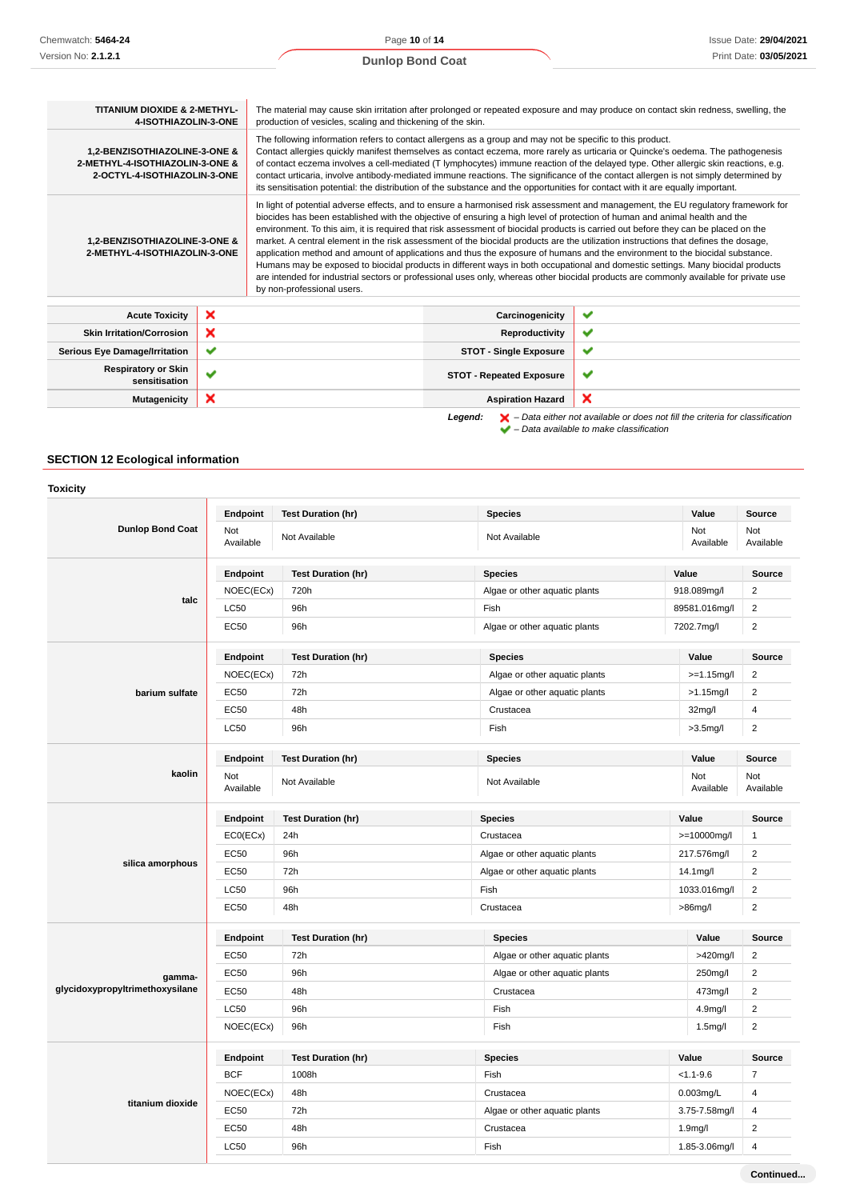| | |
|---|---|
| **TITANIUM DIOXIDE & 2-METHYL-4-ISOTHIAZOLIN-3-ONE** | The material may cause skin irritation after prolonged or repeated exposure and may produce on contact skin redness, swelling, the production of vesicles, scaling and thickening of the skin. |
| **1,2-BENZISOTHIAZOLINE-3-ONE & 2-METHYL-4-ISOTHIAZOLIN-3-ONE & 2-OCTYL-4-ISOTHIAZOLIN-3-ONE** | The following information refers to contact allergens as a group and may not be specific to this product. Contact allergies quickly manifest themselves as contact eczema, more rarely as urticaria or Quincke's oedema. The pathogenesis of contact eczema involves a cell-mediated (T lymphocytes) immune reaction of the delayed type. Other allergic skin reactions, e.g. contact urticaria, involve antibody-mediated immune reactions. The significance of the contact allergen is not simply determined by its sensitisation potential: the distribution of the substance and the opportunities for contact with it are equally important. |
| **1,2-BENZISOTHIAZOLINE-3-ONE & 2-METHYL-4-ISOTHIAZOLIN-3-ONE** | In light of potential adverse effects, and to ensure a harmonised risk assessment and management, the EU regulatory framework for biocides has been established with the objective of ensuring a high level of protection of human and animal health and the environment. To this aim, it is required that risk assessment of biocidal products is carried out before they can be placed on the market. A central element in the risk assessment of the biocidal products are the utilization instructions that defines the dosage, application method and amount of applications and thus the exposure of humans and the environment to the biocidal substance. Humans may be exposed to biocidal products in different ways in both occupational and domestic settings. Many biocidal products are intended for industrial sectors or professional uses only, whereas other biocidal products are commonly available for private use by non-professional users. |

| | | | |
|---|---|---|---|
| **Acute Toxicity** | ✘ | **Carcinogenicity** | ✔ |
| **Skin Irritation/Corrosion** | ✘ | **Reproductivity** | ✔ |
| **Serious Eye Damage/Irritation** | ✔ | **STOT - Single Exposure** | ✔ |
| **Respiratory or Skin sensitisation** | ✔ | **STOT - Repeated Exposure** | ✔ |
| **Mutagenicity** | ✘ | **Aspiration Hazard** | ✘ |

***Legend:*** *✘ – Data either not available or does not fill the criteria for classification*
*✔ – Data available to make classification*

## SECTION 12 Ecological information

### Toxicity

**Dunlop Bond Coat**

| Endpoint | Test Duration (hr) | Species | Value | Source |
|---|---|---|---|---|
| Not Available | Not Available | Not Available | Not Available | Not Available |

**talc**

| Endpoint | Test Duration (hr) | Species | Value | Source |
|---|---|---|---|---|
| NOEC(ECx) | 720h | Algae or other aquatic plants | 918.089mg/l | 2 |
| LC50 | 96h | Fish | 89581.016mg/l | 2 |
| EC50 | 96h | Algae or other aquatic plants | 7202.7mg/l | 2 |

**barium sulfate**

| Endpoint | Test Duration (hr) | Species | Value | Source |
|---|---|---|---|---|
| NOEC(ECx) | 72h | Algae or other aquatic plants | >=1.15mg/l | 2 |
| EC50 | 72h | Algae or other aquatic plants | >1.15mg/l | 2 |
| EC50 | 48h | Crustacea | 32mg/l | 4 |
| LC50 | 96h | Fish | >3.5mg/l | 2 |

**kaolin**

| Endpoint | Test Duration (hr) | Species | Value | Source |
|---|---|---|---|---|
| Not Available | Not Available | Not Available | Not Available | Not Available |

**silica amorphous**

| Endpoint | Test Duration (hr) | Species | Value | Source |
|---|---|---|---|---|
| EC0(ECx) | 24h | Crustacea | >=10000mg/l | 1 |
| EC50 | 96h | Algae or other aquatic plants | 217.576mg/l | 2 |
| EC50 | 72h | Algae or other aquatic plants | 14.1mg/l | 2 |
| LC50 | 96h | Fish | 1033.016mg/l | 2 |
| EC50 | 48h | Crustacea | >86mg/l | 2 |

**gamma-glycidoxypropyltrimethoxysilane**

| Endpoint | Test Duration (hr) | Species | Value | Source |
|---|---|---|---|---|
| EC50 | 72h | Algae or other aquatic plants | >420mg/l | 2 |
| EC50 | 96h | Algae or other aquatic plants | 250mg/l | 2 |
| EC50 | 48h | Crustacea | 473mg/l | 2 |
| LC50 | 96h | Fish | 4.9mg/l | 2 |
| NOEC(ECx) | 96h | Fish | 1.5mg/l | 2 |

**titanium dioxide**

| Endpoint | Test Duration (hr) | Species | Value | Source |
|---|---|---|---|---|
| BCF | 1008h | Fish | <1.1-9.6 | 7 |
| NOEC(ECx) | 48h | Crustacea | 0.003mg/L | 4 |
| EC50 | 72h | Algae or other aquatic plants | 3.75-7.58mg/l | 4 |
| EC50 | 48h | Crustacea | 1.9mg/l | 2 |
| LC50 | 96h | Fish | 1.85-3.06mg/l | 4 |

**Continued...**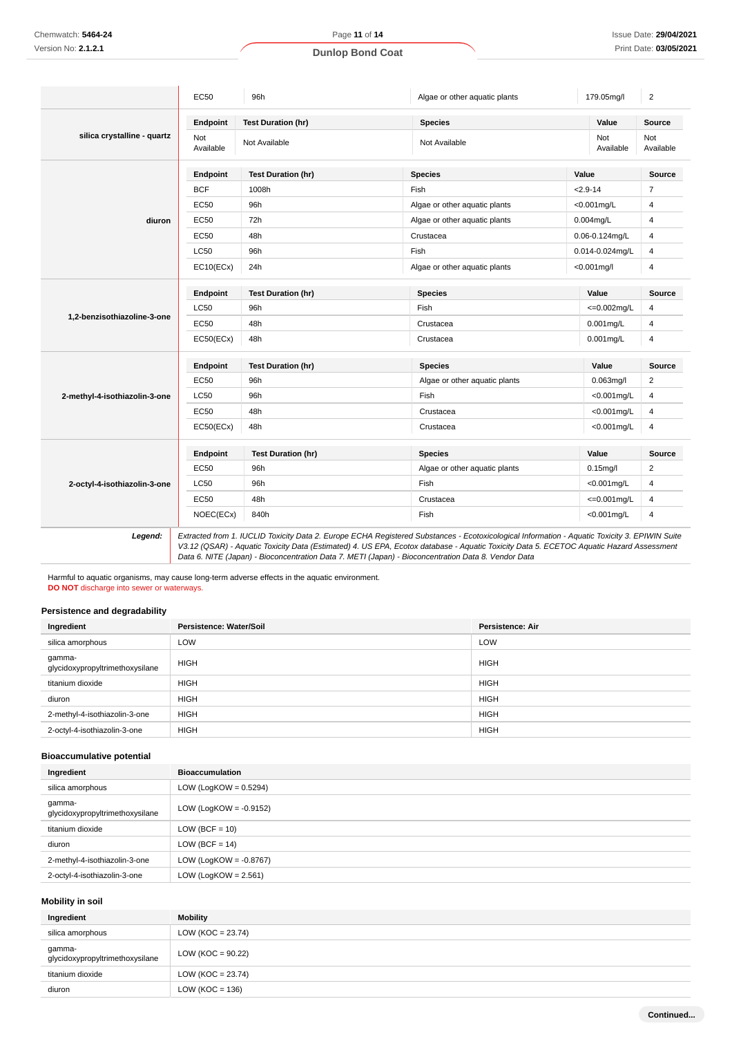| | Endpoint | Test Duration (hr) | Species | Value | Source |
|---|---|---|---|---|---|
| | EC50 | 96h | Algae or other aquatic plants | 179.05mg/l | 2 |
| **silica crystalline - quartz** | **Endpoint** | **Test Duration (hr)** | **Species** | **Value** | **Source** |
| | Not Available | Not Available | Not Available | Not Available | Not Available |
| **diuron** | **Endpoint** | **Test Duration (hr)** | **Species** | **Value** | **Source** |
| | BCF | 1008h | Fish | <2.9-14 | 7 |
| | EC50 | 96h | Algae or other aquatic plants | <0.001mg/L | 4 |
| | EC50 | 72h | Algae or other aquatic plants | 0.004mg/L | 4 |
| | EC50 | 48h | Crustacea | 0.06-0.124mg/L | 4 |
| | LC50 | 96h | Fish | 0.014-0.024mg/L | 4 |
| | EC10(ECx) | 24h | Algae or other aquatic plants | <0.001mg/l | 4 |
| **1,2-benzisothiazoline-3-one** | **Endpoint** | **Test Duration (hr)** | **Species** | **Value** | **Source** |
| | LC50 | 96h | Fish | <=0.002mg/L | 4 |
| | EC50 | 48h | Crustacea | 0.001mg/L | 4 |
| | EC50(ECx) | 48h | Crustacea | 0.001mg/L | 4 |
| **2-methyl-4-isothiazolin-3-one** | **Endpoint** | **Test Duration (hr)** | **Species** | **Value** | **Source** |
| | EC50 | 96h | Algae or other aquatic plants | 0.063mg/l | 2 |
| | LC50 | 96h | Fish | <0.001mg/L | 4 |
| | EC50 | 48h | Crustacea | <0.001mg/L | 4 |
| | EC50(ECx) | 48h | Crustacea | <0.001mg/L | 4 |
| **2-octyl-4-isothiazolin-3-one** | **Endpoint** | **Test Duration (hr)** | **Species** | **Value** | **Source** |
| | EC50 | 96h | Algae or other aquatic plants | 0.15mg/l | 2 |
| | LC50 | 96h | Fish | <0.001mg/L | 4 |
| | EC50 | 48h | Crustacea | <=0.001mg/L | 4 |
| | NOEC(ECx) | 840h | Fish | <0.001mg/L | 4 |

***Legend:*** *Extracted from 1. IUCLID Toxicity Data 2. Europe ECHA Registered Substances - Ecotoxicological Information - Aquatic Toxicity 3. EPIWIN Suite V3.12 (QSAR) - Aquatic Toxicity Data (Estimated) 4. US EPA, Ecotox database - Aquatic Toxicity Data 5. ECETOC Aquatic Hazard Assessment Data 6. NITE (Japan) - Bioconcentration Data 7. METI (Japan) - Bioconcentration Data 8. Vendor Data*

Harmful to aquatic organisms, may cause long-term adverse effects in the aquatic environment.
**DO NOT** discharge into sewer or waterways.

### Persistence and degradability

| Ingredient | Persistence: Water/Soil | Persistence: Air |
|---|---|---|
| silica amorphous | LOW | LOW |
| gamma-glycidoxypropyltrimethoxysilane | HIGH | HIGH |
| titanium dioxide | HIGH | HIGH |
| diuron | HIGH | HIGH |
| 2-methyl-4-isothiazolin-3-one | HIGH | HIGH |
| 2-octyl-4-isothiazolin-3-one | HIGH | HIGH |

### Bioaccumulative potential

| Ingredient | Bioaccumulation |
|---|---|
| silica amorphous | LOW (LogKOW = 0.5294) |
| gamma-glycidoxypropyltrimethoxysilane | LOW (LogKOW = -0.9152) |
| titanium dioxide | LOW (BCF = 10) |
| diuron | LOW (BCF = 14) |
| 2-methyl-4-isothiazolin-3-one | LOW (LogKOW = -0.8767) |
| 2-octyl-4-isothiazolin-3-one | LOW (LogKOW = 2.561) |

### Mobility in soil

| Ingredient | Mobility |
|---|---|
| silica amorphous | LOW (KOC = 23.74) |
| gamma-glycidoxypropyltrimethoxysilane | LOW (KOC = 90.22) |
| titanium dioxide | LOW (KOC = 23.74) |
| diuron | LOW (KOC = 136) |

**Continued...**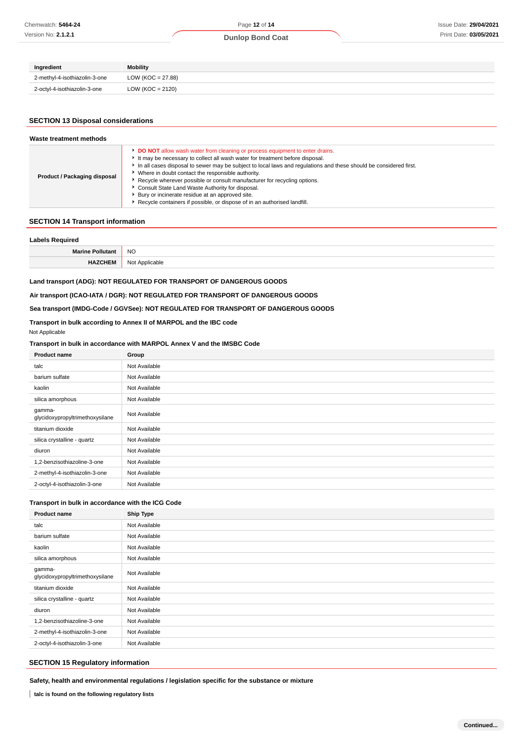| Ingredient | Mobility |
|---|---|
| 2-methyl-4-isothiazolin-3-one | LOW (KOC = 27.88) |
| 2-octyl-4-isothiazolin-3-one | LOW (KOC = 2120) |

## SECTION 13 Disposal considerations

### Waste treatment methods

| | |
|---|---|
| **Product / Packaging disposal** | - **DO NOT** allow wash water from cleaning or process equipment to enter drains.<br>- It may be necessary to collect all wash water for treatment before disposal.<br>- In all cases disposal to sewer may be subject to local laws and regulations and these should be considered first.<br>- Where in doubt contact the responsible authority.<br>- Recycle wherever possible or consult manufacturer for recycling options.<br>- Consult State Land Waste Authority for disposal.<br>- Bury or incinerate residue at an approved site.<br>- Recycle containers if possible, or dispose of in an authorised landfill. |

## SECTION 14 Transport information

### Labels Required

| | |
|---|---|
| **Marine Pollutant** | NO |
| **HAZCHEM** | Not Applicable |

**Land transport (ADG): NOT REGULATED FOR TRANSPORT OF DANGEROUS GOODS**

**Air transport (ICAO-IATA / DGR): NOT REGULATED FOR TRANSPORT OF DANGEROUS GOODS**

**Sea transport (IMDG-Code / GGVSee): NOT REGULATED FOR TRANSPORT OF DANGEROUS GOODS**

**Transport in bulk according to Annex II of MARPOL and the IBC code**

Not Applicable

**Transport in bulk in accordance with MARPOL Annex V and the IMSBC Code**

| Product name | Group |
|---|---|
| talc | Not Available |
| barium sulfate | Not Available |
| kaolin | Not Available |
| silica amorphous | Not Available |
| gamma-glycidoxypropyltrimethoxysilane | Not Available |
| titanium dioxide | Not Available |
| silica crystalline - quartz | Not Available |
| diuron | Not Available |
| 1,2-benzisothiazoline-3-one | Not Available |
| 2-methyl-4-isothiazolin-3-one | Not Available |
| 2-octyl-4-isothiazolin-3-one | Not Available |

**Transport in bulk in accordance with the ICG Code**

| Product name | Ship Type |
|---|---|
| talc | Not Available |
| barium sulfate | Not Available |
| kaolin | Not Available |
| silica amorphous | Not Available |
| gamma-glycidoxypropyltrimethoxysilane | Not Available |
| titanium dioxide | Not Available |
| silica crystalline - quartz | Not Available |
| diuron | Not Available |
| 1,2-benzisothiazoline-3-one | Not Available |
| 2-methyl-4-isothiazolin-3-one | Not Available |
| 2-octyl-4-isothiazolin-3-one | Not Available |

## SECTION 15 Regulatory information

**Safety, health and environmental regulations / legislation specific for the substance or mixture**

**talc is found on the following regulatory lists**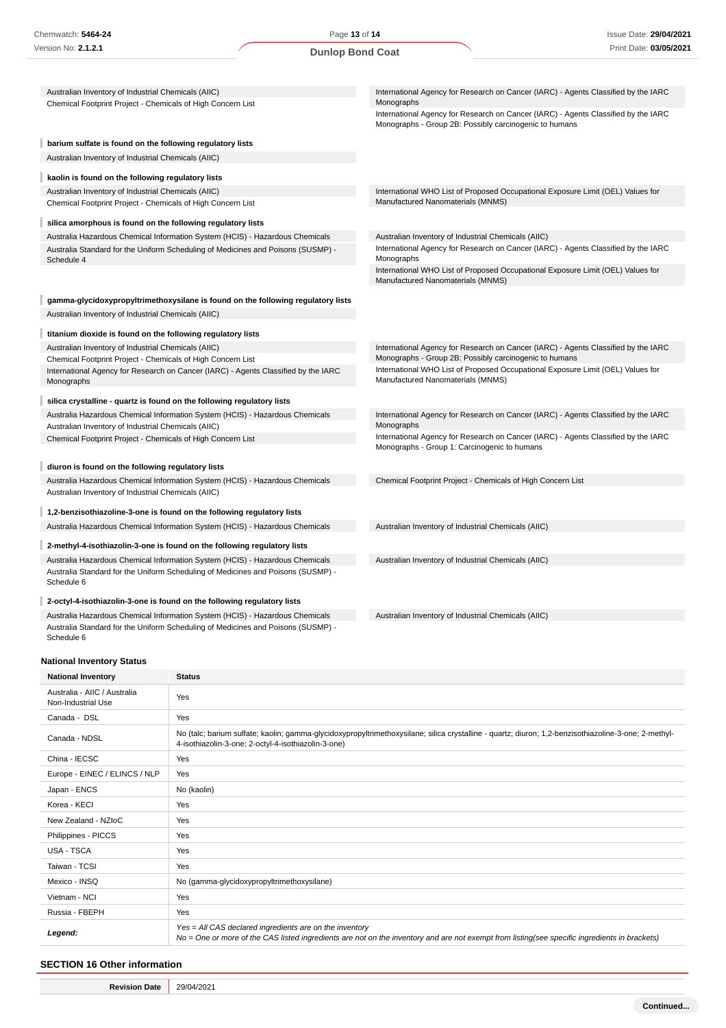| | |
|---|---|
| Australian Inventory of Industrial Chemicals (AIIC) | International Agency for Research on Cancer (IARC) - Agents Classified by the IARC Monographs |
| Chemical Footprint Project - Chemicals of High Concern List | International Agency for Research on Cancer (IARC) - Agents Classified by the IARC Monographs - Group 2B: Possibly carcinogenic to humans |

**barium sulfate is found on the following regulatory lists**

| | |
|---|---|
| Australian Inventory of Industrial Chemicals (AIIC) | |

**kaolin is found on the following regulatory lists**

| | |
|---|---|
| Australian Inventory of Industrial Chemicals (AIIC) | International WHO List of Proposed Occupational Exposure Limit (OEL) Values for Manufactured Nanomaterials (MNMS) |
| Chemical Footprint Project - Chemicals of High Concern List | |

**silica amorphous is found on the following regulatory lists**

| | |
|---|---|
| Australia Hazardous Chemical Information System (HCIS) - Hazardous Chemicals | Australian Inventory of Industrial Chemicals (AIIC) |
| Australia Standard for the Uniform Scheduling of Medicines and Poisons (SUSMP) - Schedule 4 | International Agency for Research on Cancer (IARC) - Agents Classified by the IARC Monographs |
| | International WHO List of Proposed Occupational Exposure Limit (OEL) Values for Manufactured Nanomaterials (MNMS) |

**gamma-glycidoxypropyltrimethoxysilane is found on the following regulatory lists**

| | |
|---|---|
| Australian Inventory of Industrial Chemicals (AIIC) | |

**titanium dioxide is found on the following regulatory lists**

| | |
|---|---|
| Australian Inventory of Industrial Chemicals (AIIC) | International Agency for Research on Cancer (IARC) - Agents Classified by the IARC Monographs - Group 2B: Possibly carcinogenic to humans |
| Chemical Footprint Project - Chemicals of High Concern List | International WHO List of Proposed Occupational Exposure Limit (OEL) Values for Manufactured Nanomaterials (MNMS) |
| International Agency for Research on Cancer (IARC) - Agents Classified by the IARC Monographs | |

**silica crystalline - quartz is found on the following regulatory lists**

| | |
|---|---|
| Australia Hazardous Chemical Information System (HCIS) - Hazardous Chemicals | International Agency for Research on Cancer (IARC) - Agents Classified by the IARC Monographs |
| Australian Inventory of Industrial Chemicals (AIIC) | International Agency for Research on Cancer (IARC) - Agents Classified by the IARC Monographs - Group 1: Carcinogenic to humans |
| Chemical Footprint Project - Chemicals of High Concern List | |

**diuron is found on the following regulatory lists**

| | |
|---|---|
| Australia Hazardous Chemical Information System (HCIS) - Hazardous Chemicals | Chemical Footprint Project - Chemicals of High Concern List |
| Australian Inventory of Industrial Chemicals (AIIC) | |

**1,2-benzisothiazoline-3-one is found on the following regulatory lists**

| | |
|---|---|
| Australia Hazardous Chemical Information System (HCIS) - Hazardous Chemicals | Australian Inventory of Industrial Chemicals (AIIC) |

**2-methyl-4-isothiazolin-3-one is found on the following regulatory lists**

| | |
|---|---|
| Australia Hazardous Chemical Information System (HCIS) - Hazardous Chemicals | Australian Inventory of Industrial Chemicals (AIIC) |
| Australia Standard for the Uniform Scheduling of Medicines and Poisons (SUSMP) - Schedule 6 | |

**2-octyl-4-isothiazolin-3-one is found on the following regulatory lists**

| | |
|---|---|
| Australia Hazardous Chemical Information System (HCIS) - Hazardous Chemicals | Australian Inventory of Industrial Chemicals (AIIC) |
| Australia Standard for the Uniform Scheduling of Medicines and Poisons (SUSMP) - Schedule 6 | |

### National Inventory Status

| National Inventory | Status |
|---|---|
| Australia - AIIC / Australia Non-Industrial Use | Yes |
| Canada - DSL | Yes |
| Canada - NDSL | No (talc; barium sulfate; kaolin; gamma-glycidoxypropyltrimethoxysilane; silica crystalline - quartz; diuron; 1,2-benzisothiazoline-3-one; 2-methyl-4-isothiazolin-3-one; 2-octyl-4-isothiazolin-3-one) |
| China - IECSC | Yes |
| Europe - EINEC / ELINCS / NLP | Yes |
| Japan - ENCS | No (kaolin) |
| Korea - KECI | Yes |
| New Zealand - NZIoC | Yes |
| Philippines - PICCS | Yes |
| USA - TSCA | Yes |
| Taiwan - TCSI | Yes |
| Mexico - INSQ | No (gamma-glycidoxypropyltrimethoxysilane) |
| Vietnam - NCI | Yes |
| Russia - FBEPH | Yes |
| ***Legend:*** | *Yes = All CAS declared ingredients are on the inventory*<br>*No = One or more of the CAS listed ingredients are not on the inventory and are not exempt from listing(see specific ingredients in brackets)* |

## SECTION 16 Other information

| | |
|---|---|
| **Revision Date** | 29/04/2021 |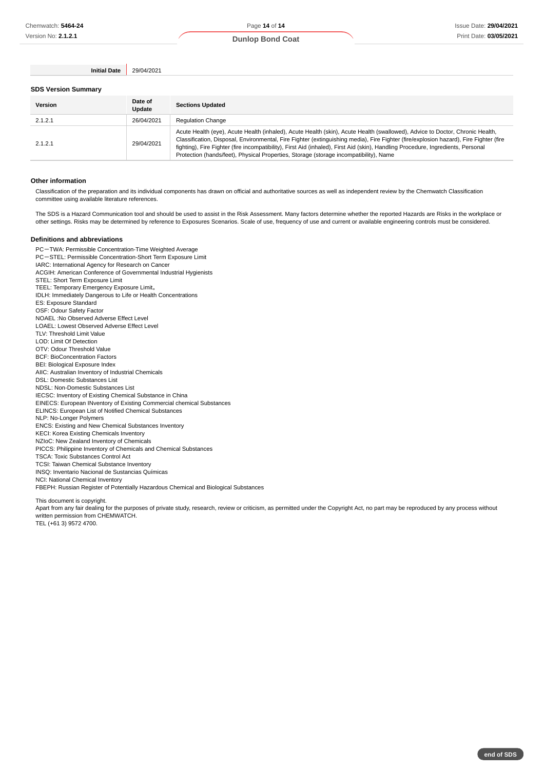| | |
|---|---|
| **Initial Date** | 29/04/2021 |

### SDS Version Summary

| Version | Date of Update | Sections Updated |
|---|---|---|
| 2.1.2.1 | 26/04/2021 | Regulation Change |
| 2.1.2.1 | 29/04/2021 | Acute Health (eye), Acute Health (inhaled), Acute Health (skin), Acute Health (swallowed), Advice to Doctor, Chronic Health, Classification, Disposal, Environmental, Fire Fighter (extinguishing media), Fire Fighter (fire/explosion hazard), Fire Fighter (fire fighting), Fire Fighter (fire incompatibility), First Aid (inhaled), First Aid (skin), Handling Procedure, Ingredients, Personal Protection (hands/feet), Physical Properties, Storage (storage incompatibility), Name |

### Other information

Classification of the preparation and its individual components has drawn on official and authoritative sources as well as independent review by the Chemwatch Classification committee using available literature references.

The SDS is a Hazard Communication tool and should be used to assist in the Risk Assessment. Many factors determine whether the reported Hazards are Risks in the workplace or other settings. Risks may be determined by reference to Exposures Scenarios. Scale of use, frequency of use and current or available engineering controls must be considered.

### Definitions and abbreviations

PC－TWA: Permissible Concentration-Time Weighted Average
PC－STEL: Permissible Concentration-Short Term Exposure Limit
IARC: International Agency for Research on Cancer
ACGIH: American Conference of Governmental Industrial Hygienists
STEL: Short Term Exposure Limit
TEEL: Temporary Emergency Exposure Limit。
IDLH: Immediately Dangerous to Life or Health Concentrations
ES: Exposure Standard
OSF: Odour Safety Factor
NOAEL :No Observed Adverse Effect Level
LOAEL: Lowest Observed Adverse Effect Level
TLV: Threshold Limit Value
LOD: Limit Of Detection
OTV: Odour Threshold Value
BCF: BioConcentration Factors
BEI: Biological Exposure Index
AIIC: Australian Inventory of Industrial Chemicals
DSL: Domestic Substances List
NDSL: Non-Domestic Substances List
IECSC: Inventory of Existing Chemical Substance in China
EINECS: European INventory of Existing Commercial chemical Substances
ELINCS: European List of Notified Chemical Substances
NLP: No-Longer Polymers
ENCS: Existing and New Chemical Substances Inventory
KECI: Korea Existing Chemicals Inventory
NZIoC: New Zealand Inventory of Chemicals
PICCS: Philippine Inventory of Chemicals and Chemical Substances
TSCA: Toxic Substances Control Act
TCSI: Taiwan Chemical Substance Inventory
INSQ: Inventario Nacional de Sustancias Químicas
NCI: National Chemical Inventory
FBEPH: Russian Register of Potentially Hazardous Chemical and Biological Substances

This document is copyright.
Apart from any fair dealing for the purposes of private study, research, review or criticism, as permitted under the Copyright Act, no part may be reproduced by any process without written permission from CHEMWATCH.
TEL (+61 3) 9572 4700.

**end of SDS**